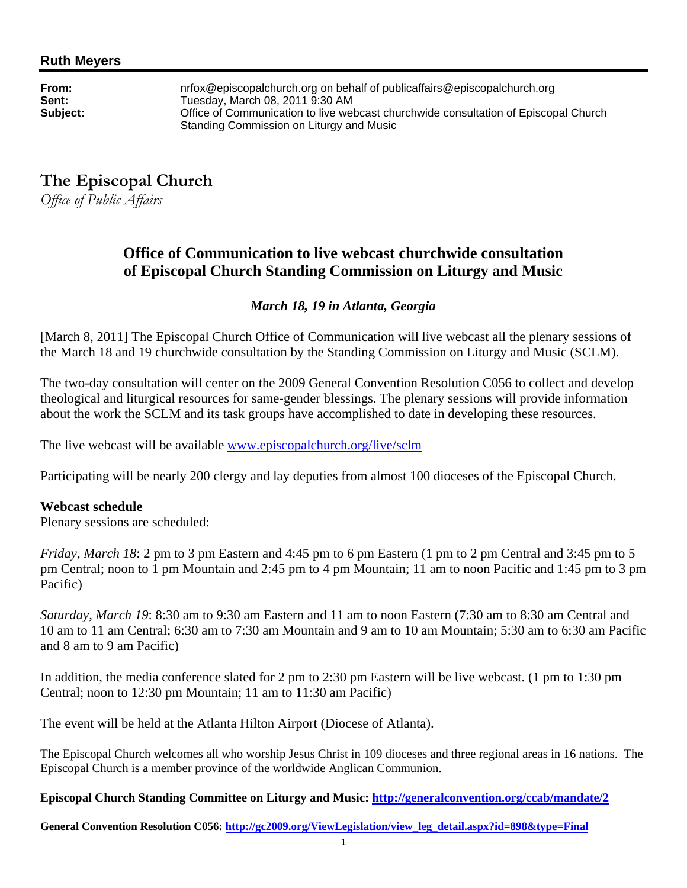**Ruth Meyers**

**From:** nrfox@episcopalchurch.org on behalf of publicaffairs@episcopalchurch.org
**Sent:** Tuesday, March 08, 2011 9:30 AM
**Subject:** Office of Communication to live webcast churchwide consultation of Episcopal Church Standing Commission on Liturgy and Music

# The Episcopal Church

*Office of Public Affairs*

## Office of Communication to live webcast churchwide consultation of Episcopal Church Standing Commission on Liturgy and Music

***March 18, 19 in Atlanta, Georgia***

[March 8, 2011] The Episcopal Church Office of Communication will live webcast all the plenary sessions of the March 18 and 19 churchwide consultation by the Standing Commission on Liturgy and Music (SCLM).

The two-day consultation will center on the 2009 General Convention Resolution C056 to collect and develop theological and liturgical resources for same-gender blessings. The plenary sessions will provide information about the work the SCLM and its task groups have accomplished to date in developing these resources.

The live webcast will be available www.episcopalchurch.org/live/sclm

Participating will be nearly 200 clergy and lay deputies from almost 100 dioceses of the Episcopal Church.

**Webcast schedule**
Plenary sessions are scheduled:

*Friday, March 18*: 2 pm to 3 pm Eastern and 4:45 pm to 6 pm Eastern (1 pm to 2 pm Central and 3:45 pm to 5 pm Central; noon to 1 pm Mountain and 2:45 pm to 4 pm Mountain; 11 am to noon Pacific and 1:45 pm to 3 pm Pacific)

*Saturday, March 19*: 8:30 am to 9:30 am Eastern and 11 am to noon Eastern (7:30 am to 8:30 am Central and 10 am to 11 am Central; 6:30 am to 7:30 am Mountain and 9 am to 10 am Mountain; 5:30 am to 6:30 am Pacific and 8 am to 9 am Pacific)

In addition, the media conference slated for 2 pm to 2:30 pm Eastern will be live webcast. (1 pm to 1:30 pm Central; noon to 12:30 pm Mountain; 11 am to 11:30 am Pacific)

The event will be held at the Atlanta Hilton Airport (Diocese of Atlanta).

The Episcopal Church welcomes all who worship Jesus Christ in 109 dioceses and three regional areas in 16 nations. The Episcopal Church is a member province of the worldwide Anglican Communion.

**Episcopal Church Standing Committee on Liturgy and Music: http://generalconvention.org/ccab/mandate/2**

**General Convention Resolution C056: http://gc2009.org/ViewLegislation/view_leg_detail.aspx?id=898&type=Final**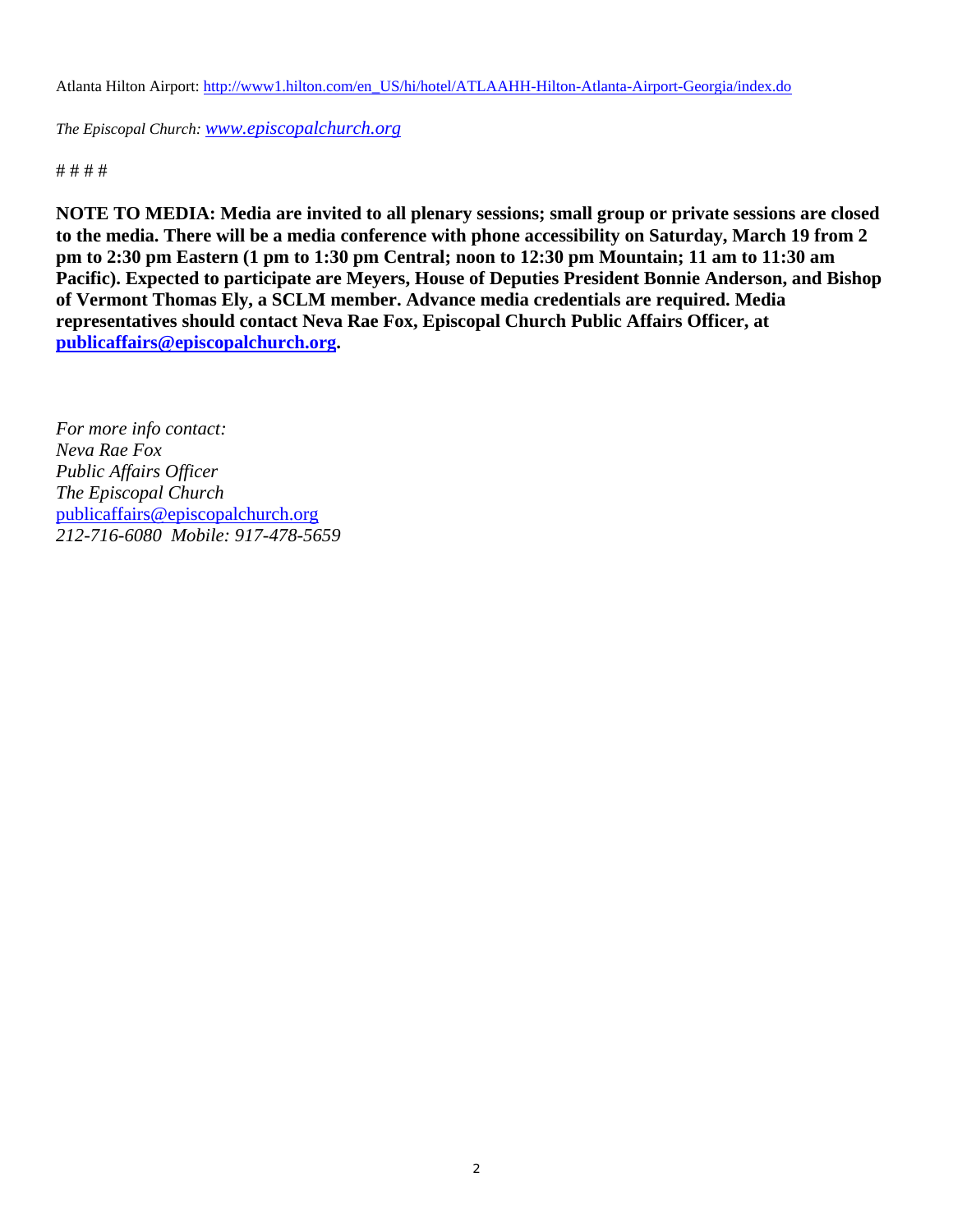Atlanta Hilton Airport: http://www1.hilton.com/en_US/hi/hotel/ATLAAHH-Hilton-Atlanta-Airport-Georgia/index.do

*The Episcopal Church:* *www.episcopalchurch.org*

# # # #

**NOTE TO MEDIA: Media are invited to all plenary sessions; small group or private sessions are closed to the media. There will be a media conference with phone accessibility on Saturday, March 19 from 2 pm to 2:30 pm Eastern (1 pm to 1:30 pm Central; noon to 12:30 pm Mountain; 11 am to 11:30 am Pacific). Expected to participate are Meyers, House of Deputies President Bonnie Anderson, and Bishop of Vermont Thomas Ely, a SCLM member. Advance media credentials are required. Media representatives should contact Neva Rae Fox, Episcopal Church Public Affairs Officer, at publicaffairs@episcopalchurch.org.**

*For more info contact:*
*Neva Rae Fox*
*Public Affairs Officer*
*The Episcopal Church*
publicaffairs@episcopalchurch.org
*212-716-6080  Mobile: 917-478-5659*